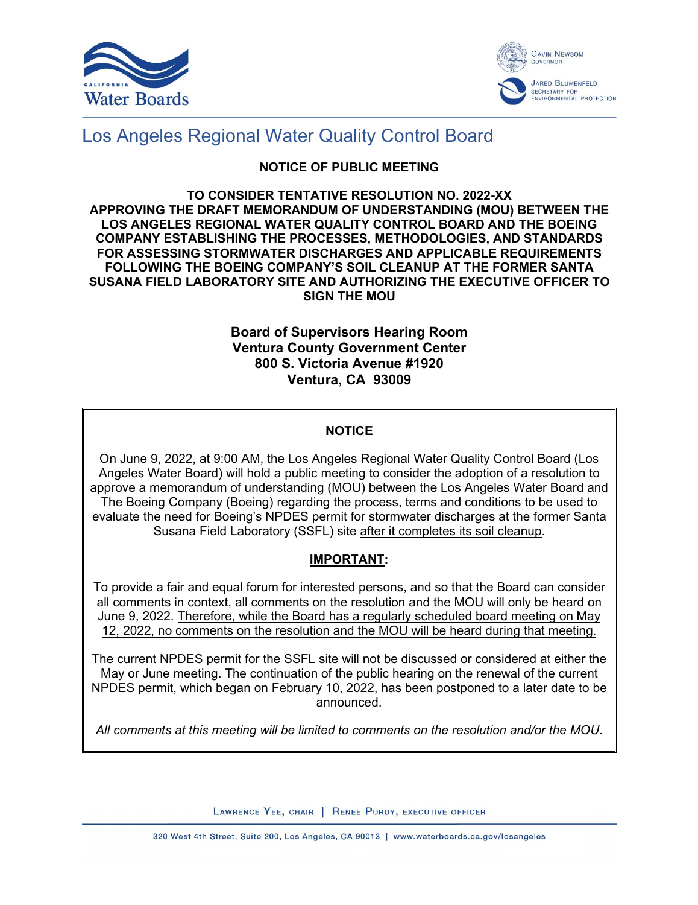# Los Angeles Regional Water Quality Control Board

**NOTICE OF PUBLIC MEETING**

**TO CONSIDER TENTATIVE RESOLUTION NO. 2022-XX APPROVING THE DRAFT MEMORANDUM OF UNDERSTANDING (MOU) BETWEEN THE LOS ANGELES REGIONAL WATER QUALITY CONTROL BOARD AND THE BOEING COMPANY ESTABLISHING THE PROCESSES, METHODOLOGIES, AND STANDARDS FOR ASSESSING STORMWATER DISCHARGES AND APPLICABLE REQUIREMENTS FOLLOWING THE BOEING COMPANY'S SOIL CLEANUP AT THE FORMER SANTA SUSANA FIELD LABORATORY SITE AND AUTHORIZING THE EXECUTIVE OFFICER TO SIGN THE MOU**

**Board of Supervisors Hearing Room**
**Ventura County Government Center**
**800 S. Victoria Avenue #1920**
**Ventura, CA 93009**

**NOTICE**

On June 9, 2022, at 9:00 AM, the Los Angeles Regional Water Quality Control Board (Los Angeles Water Board) will hold a public meeting to consider the adoption of a resolution to approve a memorandum of understanding (MOU) between the Los Angeles Water Board and The Boeing Company (Boeing) regarding the process, terms and conditions to be used to evaluate the need for Boeing's NPDES permit for stormwater discharges at the former Santa Susana Field Laboratory (SSFL) site after it completes its soil cleanup.

**IMPORTANT:**

To provide a fair and equal forum for interested persons, and so that the Board can consider all comments in context, all comments on the resolution and the MOU will only be heard on June 9, 2022. Therefore, while the Board has a regularly scheduled board meeting on May 12, 2022, no comments on the resolution and the MOU will be heard during that meeting.

The current NPDES permit for the SSFL site will not be discussed or considered at either the May or June meeting. The continuation of the public hearing on the renewal of the current NPDES permit, which began on February 10, 2022, has been postponed to a later date to be announced.

*All comments at this meeting will be limited to comments on the resolution and/or the MOU.*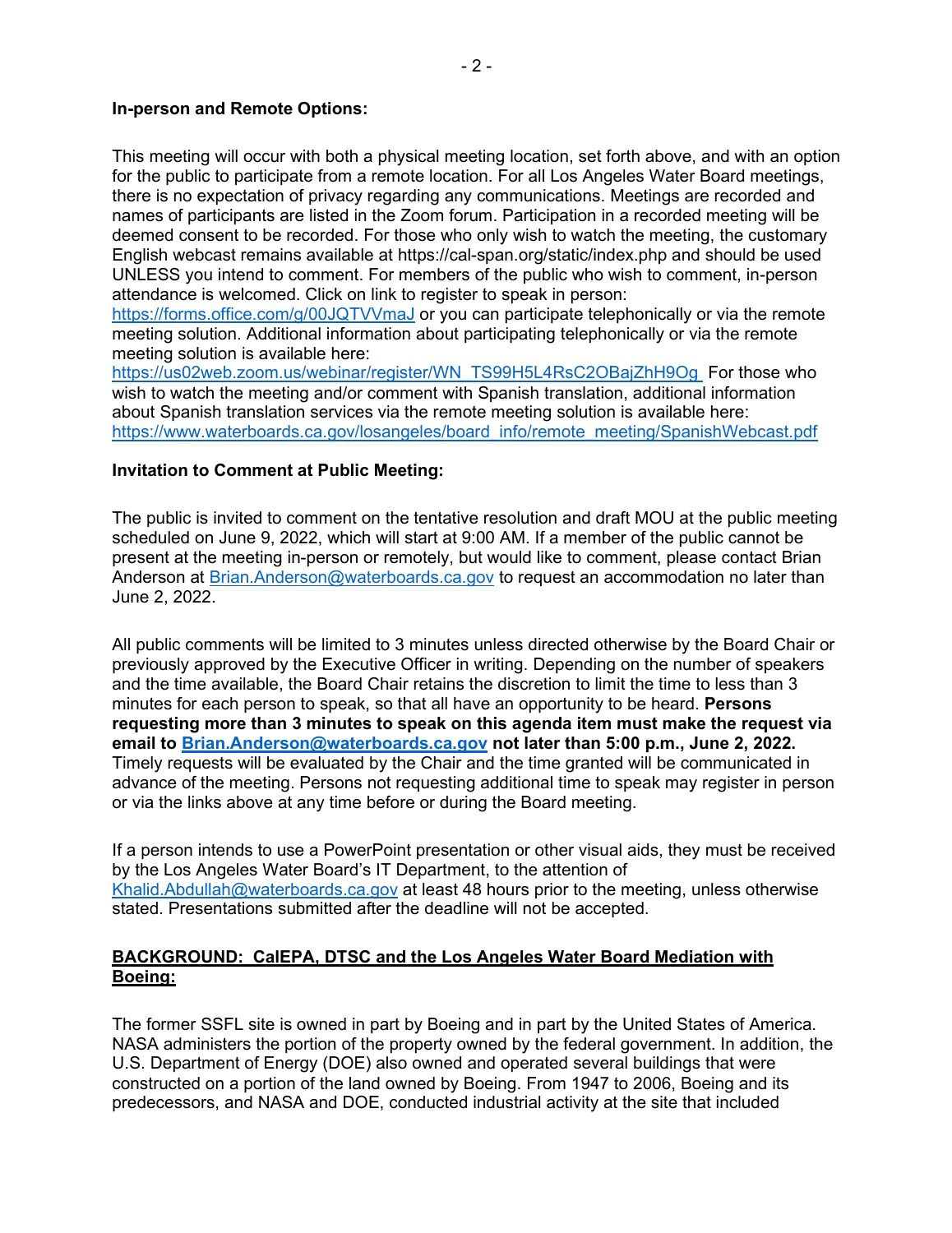**In-person and Remote Options:**

This meeting will occur with both a physical meeting location, set forth above, and with an option for the public to participate from a remote location. For all Los Angeles Water Board meetings, there is no expectation of privacy regarding any communications. Meetings are recorded and names of participants are listed in the Zoom forum. Participation in a recorded meeting will be deemed consent to be recorded. For those who only wish to watch the meeting, the customary English webcast remains available at https://cal-span.org/static/index.php and should be used UNLESS you intend to comment. For members of the public who wish to comment, in-person attendance is welcomed. Click on link to register to speak in person: https://forms.office.com/g/00JQTVVmaJ or you can participate telephonically or via the remote meeting solution. Additional information about participating telephonically or via the remote meeting solution is available here: https://us02web.zoom.us/webinar/register/WN_TS99H5L4RsC2OBajZhH9Og For those who wish to watch the meeting and/or comment with Spanish translation, additional information about Spanish translation services via the remote meeting solution is available here: https://www.waterboards.ca.gov/losangeles/board_info/remote_meeting/SpanishWebcast.pdf

**Invitation to Comment at Public Meeting:**

The public is invited to comment on the tentative resolution and draft MOU at the public meeting scheduled on June 9, 2022, which will start at 9:00 AM. If a member of the public cannot be present at the meeting in-person or remotely, but would like to comment, please contact Brian Anderson at Brian.Anderson@waterboards.ca.gov to request an accommodation no later than June 2, 2022.

All public comments will be limited to 3 minutes unless directed otherwise by the Board Chair or previously approved by the Executive Officer in writing. Depending on the number of speakers and the time available, the Board Chair retains the discretion to limit the time to less than 3 minutes for each person to speak, so that all have an opportunity to be heard. **Persons requesting more than 3 minutes to speak on this agenda item must make the request via email to Brian.Anderson@waterboards.ca.gov not later than 5:00 p.m., June 2, 2022.** Timely requests will be evaluated by the Chair and the time granted will be communicated in advance of the meeting. Persons not requesting additional time to speak may register in person or via the links above at any time before or during the Board meeting.

If a person intends to use a PowerPoint presentation or other visual aids, they must be received by the Los Angeles Water Board's IT Department, to the attention of Khalid.Abdullah@waterboards.ca.gov at least 48 hours prior to the meeting, unless otherwise stated. Presentations submitted after the deadline will not be accepted.

**BACKGROUND: CalEPA, DTSC and the Los Angeles Water Board Mediation with Boeing:**

The former SSFL site is owned in part by Boeing and in part by the United States of America. NASA administers the portion of the property owned by the federal government. In addition, the U.S. Department of Energy (DOE) also owned and operated several buildings that were constructed on a portion of the land owned by Boeing. From 1947 to 2006, Boeing and its predecessors, and NASA and DOE, conducted industrial activity at the site that included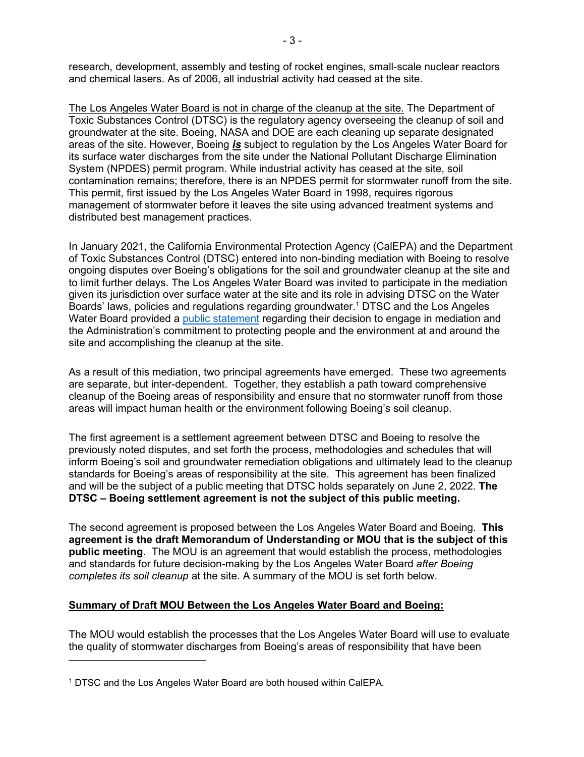research, development, assembly and testing of rocket engines, small-scale nuclear reactors and chemical lasers. As of 2006, all industrial activity had ceased at the site.

<u>The Los Angeles Water Board is not in charge of the cleanup at the site.</u> The Department of Toxic Substances Control (DTSC) is the regulatory agency overseeing the cleanup of soil and groundwater at the site. Boeing, NASA and DOE are each cleaning up separate designated areas of the site. However, Boeing ***is*** subject to regulation by the Los Angeles Water Board for its surface water discharges from the site under the National Pollutant Discharge Elimination System (NPDES) permit program. While industrial activity has ceased at the site, soil contamination remains; therefore, there is an NPDES permit for stormwater runoff from the site. This permit, first issued by the Los Angeles Water Board in 1998, requires rigorous management of stormwater before it leaves the site using advanced treatment systems and distributed best management practices.

In January 2021, the California Environmental Protection Agency (CalEPA) and the Department of Toxic Substances Control (DTSC) entered into non-binding mediation with Boeing to resolve ongoing disputes over Boeing's obligations for the soil and groundwater cleanup at the site and to limit further delays. The Los Angeles Water Board was invited to participate in the mediation given its jurisdiction over surface water at the site and its role in advising DTSC on the Water Boards' laws, policies and regulations regarding groundwater.[1] DTSC and the Los Angeles Water Board provided a public statement regarding their decision to engage in mediation and the Administration's commitment to protecting people and the environment at and around the site and accomplishing the cleanup at the site.

As a result of this mediation, two principal agreements have emerged. These two agreements are separate, but inter-dependent. Together, they establish a path toward comprehensive cleanup of the Boeing areas of responsibility and ensure that no stormwater runoff from those areas will impact human health or the environment following Boeing's soil cleanup.

The first agreement is a settlement agreement between DTSC and Boeing to resolve the previously noted disputes, and set forth the process, methodologies and schedules that will inform Boeing's soil and groundwater remediation obligations and ultimately lead to the cleanup standards for Boeing's areas of responsibility at the site. This agreement has been finalized and will be the subject of a public meeting that DTSC holds separately on June 2, 2022. **The DTSC – Boeing settlement agreement is not the subject of this public meeting.**

The second agreement is proposed between the Los Angeles Water Board and Boeing. **This agreement is the draft Memorandum of Understanding or MOU that is the subject of this public meeting**. The MOU is an agreement that would establish the process, methodologies and standards for future decision-making by the Los Angeles Water Board *after Boeing completes its soil cleanup* at the site. A summary of the MOU is set forth below.

## <u>Summary of Draft MOU Between the Los Angeles Water Board and Boeing:</u>

The MOU would establish the processes that the Los Angeles Water Board will use to evaluate the quality of stormwater discharges from Boeing's areas of responsibility that have been

[1] DTSC and the Los Angeles Water Board are both housed within CalEPA.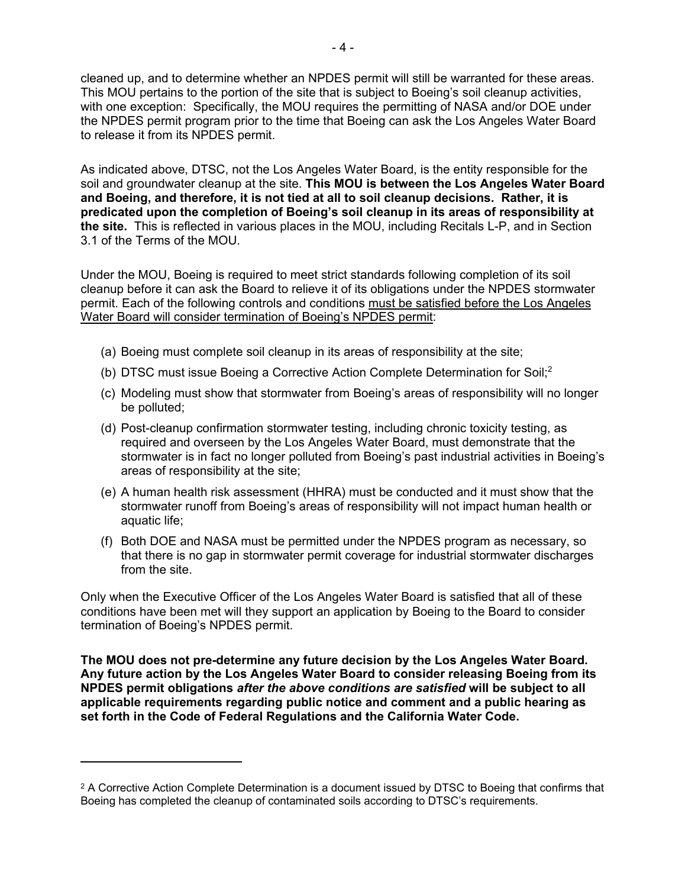cleaned up, and to determine whether an NPDES permit will still be warranted for these areas. This MOU pertains to the portion of the site that is subject to Boeing's soil cleanup activities, with one exception: Specifically, the MOU requires the permitting of NASA and/or DOE under the NPDES permit program prior to the time that Boeing can ask the Los Angeles Water Board to release it from its NPDES permit.

As indicated above, DTSC, not the Los Angeles Water Board, is the entity responsible for the soil and groundwater cleanup at the site. **This MOU is between the Los Angeles Water Board and Boeing, and therefore, it is not tied at all to soil cleanup decisions. Rather, it is predicated upon the completion of Boeing's soil cleanup in its areas of responsibility at the site.** This is reflected in various places in the MOU, including Recitals L-P, and in Section 3.1 of the Terms of the MOU.

Under the MOU, Boeing is required to meet strict standards following completion of its soil cleanup before it can ask the Board to relieve it of its obligations under the NPDES stormwater permit. Each of the following controls and conditions <u>must be satisfied before the Los Angeles Water Board will consider termination of Boeing's NPDES permit</u>:

(a) Boeing must complete soil cleanup in its areas of responsibility at the site;

(b) DTSC must issue Boeing a Corrective Action Complete Determination for Soil;[2]

(c) Modeling must show that stormwater from Boeing's areas of responsibility will no longer be polluted;

(d) Post-cleanup confirmation stormwater testing, including chronic toxicity testing, as required and overseen by the Los Angeles Water Board, must demonstrate that the stormwater is in fact no longer polluted from Boeing's past industrial activities in Boeing's areas of responsibility at the site;

(e) A human health risk assessment (HHRA) must be conducted and it must show that the stormwater runoff from Boeing's areas of responsibility will not impact human health or aquatic life;

(f) Both DOE and NASA must be permitted under the NPDES program as necessary, so that there is no gap in stormwater permit coverage for industrial stormwater discharges from the site.

Only when the Executive Officer of the Los Angeles Water Board is satisfied that all of these conditions have been met will they support an application by Boeing to the Board to consider termination of Boeing's NPDES permit.

**The MOU does not pre-determine any future decision by the Los Angeles Water Board. Any future action by the Los Angeles Water Board to consider releasing Boeing from its NPDES permit obligations *after the above conditions are satisfied* will be subject to all applicable requirements regarding public notice and comment and a public hearing as set forth in the Code of Federal Regulations and the California Water Code.**

---

[2] A Corrective Action Complete Determination is a document issued by DTSC to Boeing that confirms that Boeing has completed the cleanup of contaminated soils according to DTSC's requirements.